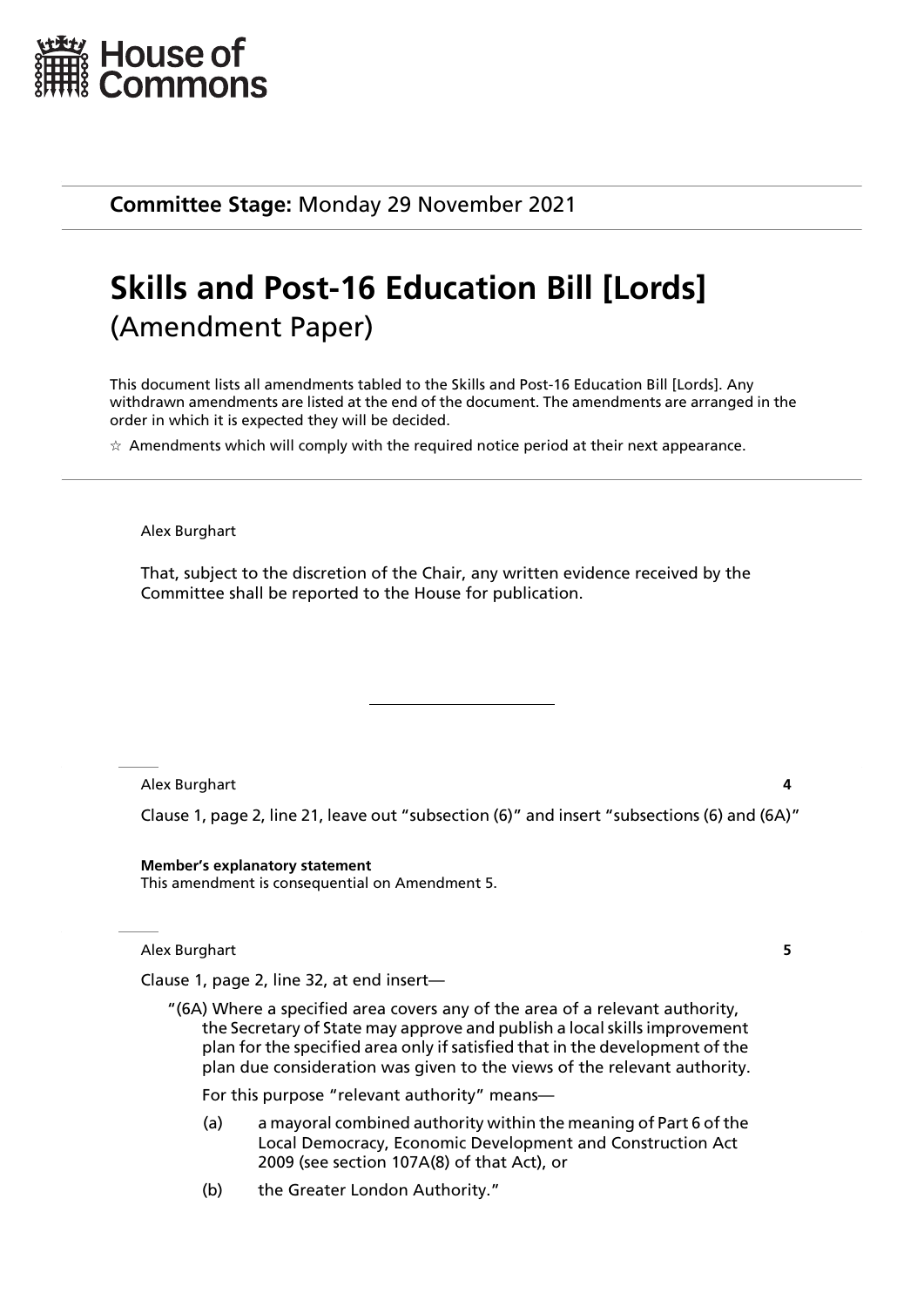House of Commons

**Committee Stage:** Monday 29 November 2021

# Skills and Post-16 Education Bill [Lords]

(Amendment Paper)

This document lists all amendments tabled to the Skills and Post-16 Education Bill [Lords]. Any withdrawn amendments are listed at the end of the document. The amendments are arranged in the order in which it is expected they will be decided.

☆ Amendments which will comply with the required notice period at their next appearance.

---

Alex Burghart

That, subject to the discretion of the Chair, any written evidence received by the Committee shall be reported to the House for publication.

---

Alex Burghart **4**

Clause 1, page 2, line 21, leave out "subsection (6)" and insert "subsections (6) and (6A)"

**Member's explanatory statement**
This amendment is consequential on Amendment 5.

Alex Burghart **5**

Clause 1, page 2, line 32, at end insert—

"(6A) Where a specified area covers any of the area of a relevant authority, the Secretary of State may approve and publish a local skills improvement plan for the specified area only if satisfied that in the development of the plan due consideration was given to the views of the relevant authority.

For this purpose "relevant authority" means—

(a) a mayoral combined authority within the meaning of Part 6 of the Local Democracy, Economic Development and Construction Act 2009 (see section 107A(8) of that Act), or

(b) the Greater London Authority."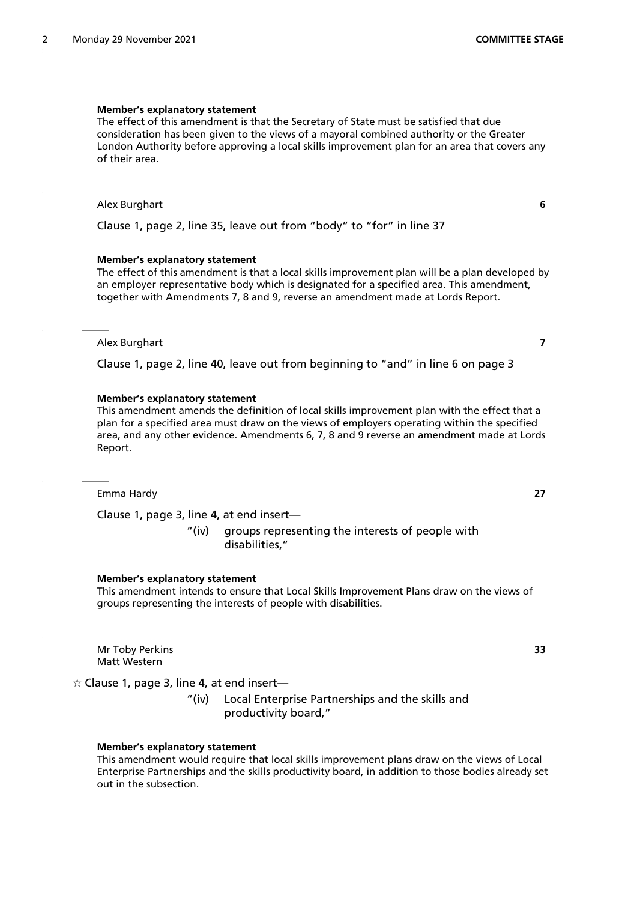**Member's explanatory statement**

The effect of this amendment is that the Secretary of State must be satisfied that due consideration has been given to the views of a mayoral combined authority or the Greater London Authority before approving a local skills improvement plan for an area that covers any of their area.

---

Alex Burghart **6**

Clause 1, page 2, line 35, leave out from "body" to "for" in line 37

**Member's explanatory statement**

The effect of this amendment is that a local skills improvement plan will be a plan developed by an employer representative body which is designated for a specified area. This amendment, together with Amendments 7, 8 and 9, reverse an amendment made at Lords Report.

---

Alex Burghart **7**

Clause 1, page 2, line 40, leave out from beginning to "and" in line 6 on page 3

**Member's explanatory statement**

This amendment amends the definition of local skills improvement plan with the effect that a plan for a specified area must draw on the views of employers operating within the specified area, and any other evidence. Amendments 6, 7, 8 and 9 reverse an amendment made at Lords Report.

---

Emma Hardy **27**

Clause 1, page 3, line 4, at end insert—

> "(iv) groups representing the interests of people with disabilities,"

**Member's explanatory statement**

This amendment intends to ensure that Local Skills Improvement Plans draw on the views of groups representing the interests of people with disabilities.

---

Mr Toby Perkins **33**
Matt Western

☆ Clause 1, page 3, line 4, at end insert—

> "(iv) Local Enterprise Partnerships and the skills and productivity board,"

**Member's explanatory statement**

This amendment would require that local skills improvement plans draw on the views of Local Enterprise Partnerships and the skills productivity board, in addition to those bodies already set out in the subsection.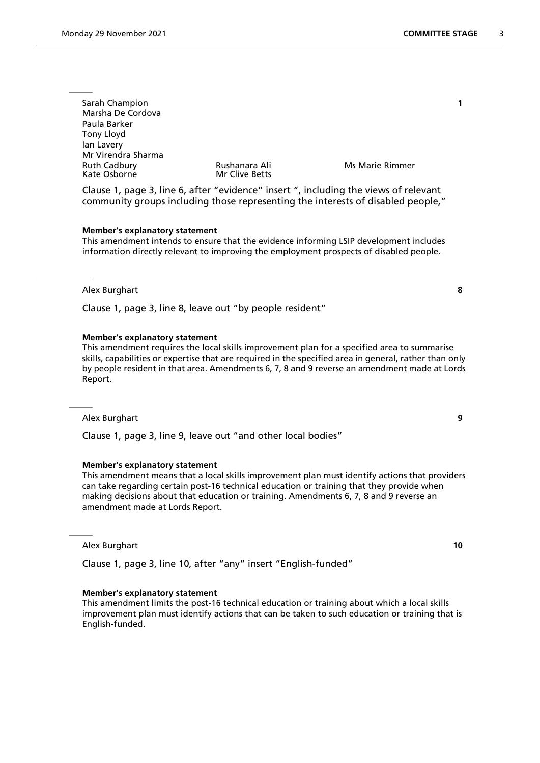Sarah Champion **1**
Marsha De Cordova
Paula Barker
Tony Lloyd
Ian Lavery
Mr Virendra Sharma
Ruth Cadbury
Kate Osborne
Rushanara Ali
Mr Clive Betts
Ms Marie Rimmer

Clause 1, page 3, line 6, after "evidence" insert ", including the views of relevant community groups including those representing the interests of disabled people,"

**Member's explanatory statement**
This amendment intends to ensure that the evidence informing LSIP development includes information directly relevant to improving the employment prospects of disabled people.

---

Alex Burghart **8**

Clause 1, page 3, line 8, leave out "by people resident"

**Member's explanatory statement**
This amendment requires the local skills improvement plan for a specified area to summarise skills, capabilities or expertise that are required in the specified area in general, rather than only by people resident in that area. Amendments 6, 7, 8 and 9 reverse an amendment made at Lords Report.

---

Alex Burghart **9**

Clause 1, page 3, line 9, leave out "and other local bodies"

**Member's explanatory statement**
This amendment means that a local skills improvement plan must identify actions that providers can take regarding certain post-16 technical education or training that they provide when making decisions about that education or training. Amendments 6, 7, 8 and 9 reverse an amendment made at Lords Report.

---

Alex Burghart **10**

Clause 1, page 3, line 10, after "any" insert "English-funded"

**Member's explanatory statement**
This amendment limits the post-16 technical education or training about which a local skills improvement plan must identify actions that can be taken to such education or training that is English-funded.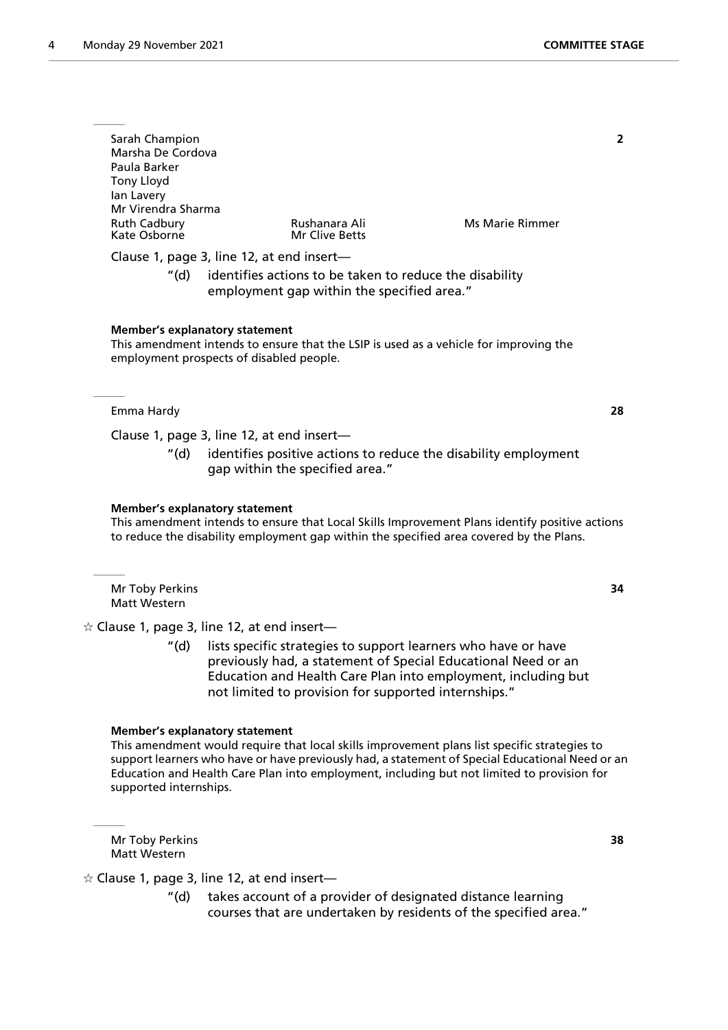Sarah Champion
Marsha De Cordova
Paula Barker
Tony Lloyd
Ian Lavery
Mr Virendra Sharma
Ruth Cadbury
Kate Osborne
Rushanara Ali
Mr Clive Betts
Ms Marie Rimmer

**2**

Clause 1, page 3, line 12, at end insert—

> "(d) identifies actions to be taken to reduce the disability employment gap within the specified area."

**Member's explanatory statement**

This amendment intends to ensure that the LSIP is used as a vehicle for improving the employment prospects of disabled people.

---

Emma Hardy

**28**

Clause 1, page 3, line 12, at end insert—

> "(d) identifies positive actions to reduce the disability employment gap within the specified area."

**Member's explanatory statement**

This amendment intends to ensure that Local Skills Improvement Plans identify positive actions to reduce the disability employment gap within the specified area covered by the Plans.

---

Mr Toby Perkins
Matt Western

**34**

☆ Clause 1, page 3, line 12, at end insert—

> "(d) lists specific strategies to support learners who have or have previously had, a statement of Special Educational Need or an Education and Health Care Plan into employment, including but not limited to provision for supported internships."

**Member's explanatory statement**

This amendment would require that local skills improvement plans list specific strategies to support learners who have or have previously had, a statement of Special Educational Need or an Education and Health Care Plan into employment, including but not limited to provision for supported internships.

---

Mr Toby Perkins
Matt Western

**38**

☆ Clause 1, page 3, line 12, at end insert—

> "(d) takes account of a provider of designated distance learning courses that are undertaken by residents of the specified area."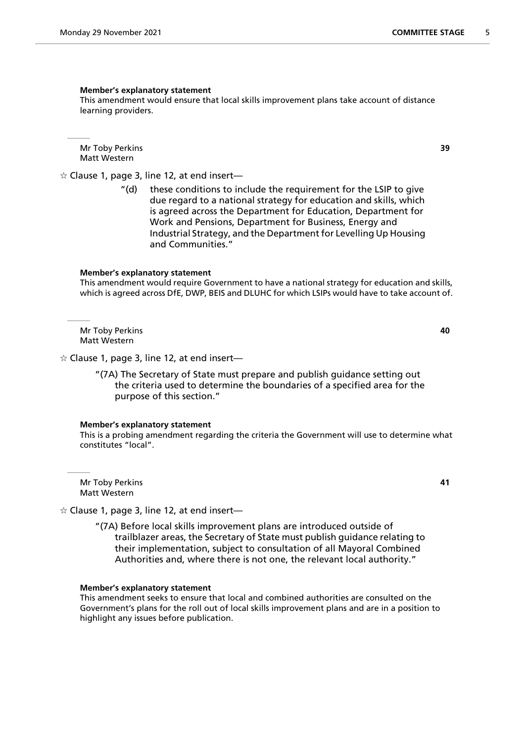**Member's explanatory statement**

This amendment would ensure that local skills improvement plans take account of distance learning providers.

---

Mr Toby Perkins
Matt Western

**39**

☆ Clause 1, page 3, line 12, at end insert—

> "(d) these conditions to include the requirement for the LSIP to give due regard to a national strategy for education and skills, which is agreed across the Department for Education, Department for Work and Pensions, Department for Business, Energy and Industrial Strategy, and the Department for Levelling Up Housing and Communities."

**Member's explanatory statement**

This amendment would require Government to have a national strategy for education and skills, which is agreed across DfE, DWP, BEIS and DLUHC for which LSIPs would have to take account of.

---

Mr Toby Perkins
Matt Western

**40**

☆ Clause 1, page 3, line 12, at end insert—

> "(7A) The Secretary of State must prepare and publish guidance setting out the criteria used to determine the boundaries of a specified area for the purpose of this section."

**Member's explanatory statement**

This is a probing amendment regarding the criteria the Government will use to determine what constitutes "local".

---

Mr Toby Perkins
Matt Western

**41**

☆ Clause 1, page 3, line 12, at end insert—

> "(7A) Before local skills improvement plans are introduced outside of trailblazer areas, the Secretary of State must publish guidance relating to their implementation, subject to consultation of all Mayoral Combined Authorities and, where there is not one, the relevant local authority."

**Member's explanatory statement**

This amendment seeks to ensure that local and combined authorities are consulted on the Government's plans for the roll out of local skills improvement plans and are in a position to highlight any issues before publication.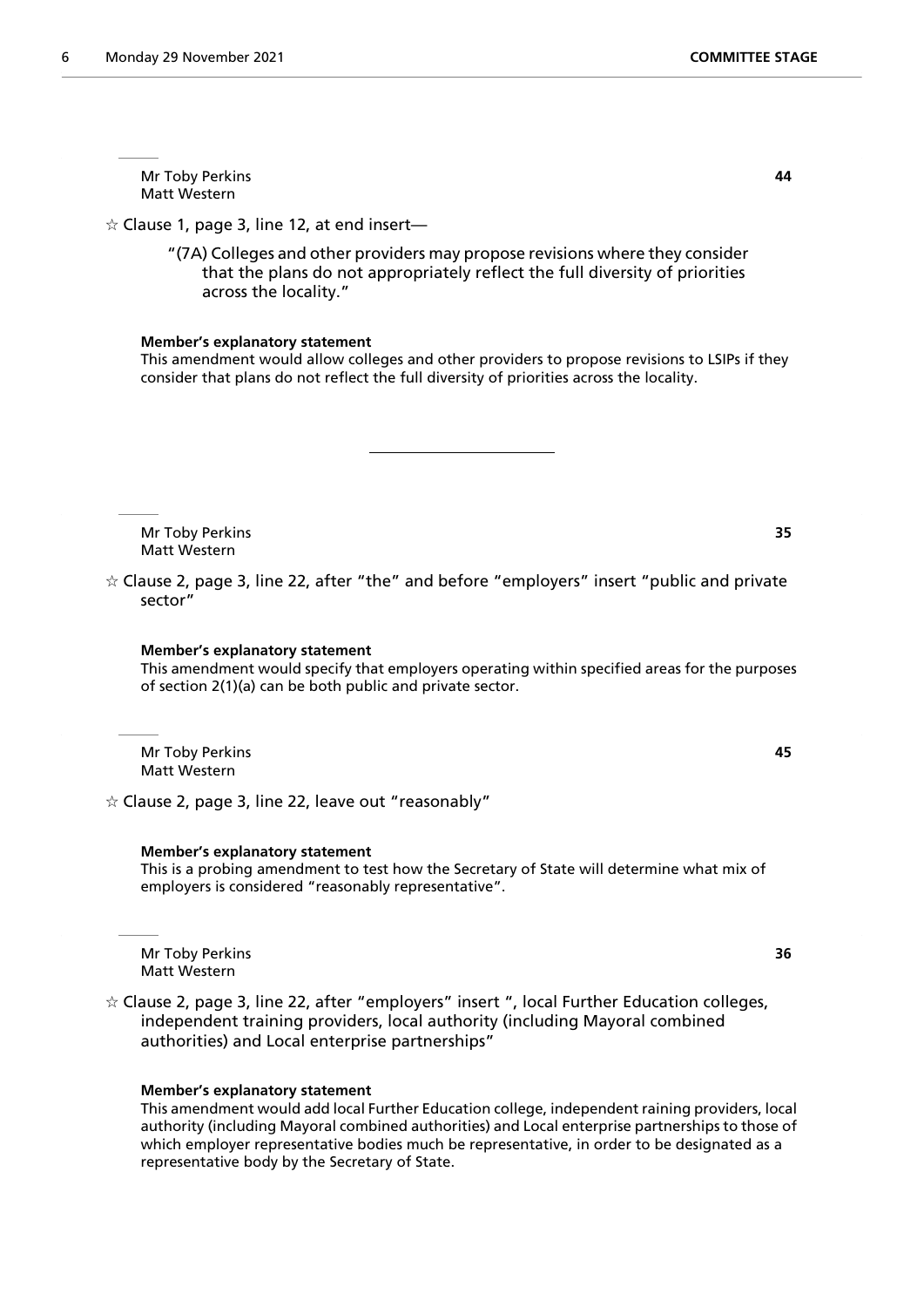Mr Toby Perkins
Matt Western

**44**

☆ Clause 1, page 3, line 12, at end insert—

"(7A) Colleges and other providers may propose revisions where they consider that the plans do not appropriately reflect the full diversity of priorities across the locality."

**Member's explanatory statement**

This amendment would allow colleges and other providers to propose revisions to LSIPs if they consider that plans do not reflect the full diversity of priorities across the locality.

---

Mr Toby Perkins
Matt Western

**35**

☆ Clause 2, page 3, line 22, after "the" and before "employers" insert "public and private sector"

**Member's explanatory statement**

This amendment would specify that employers operating within specified areas for the purposes of section 2(1)(a) can be both public and private sector.

Mr Toby Perkins
Matt Western

**45**

☆ Clause 2, page 3, line 22, leave out "reasonably"

**Member's explanatory statement**

This is a probing amendment to test how the Secretary of State will determine what mix of employers is considered "reasonably representative".

Mr Toby Perkins
Matt Western

**36**

☆ Clause 2, page 3, line 22, after "employers" insert ", local Further Education colleges, independent training providers, local authority (including Mayoral combined authorities) and Local enterprise partnerships"

**Member's explanatory statement**

This amendment would add local Further Education college, independent raining providers, local authority (including Mayoral combined authorities) and Local enterprise partnerships to those of which employer representative bodies much be representative, in order to be designated as a representative body by the Secretary of State.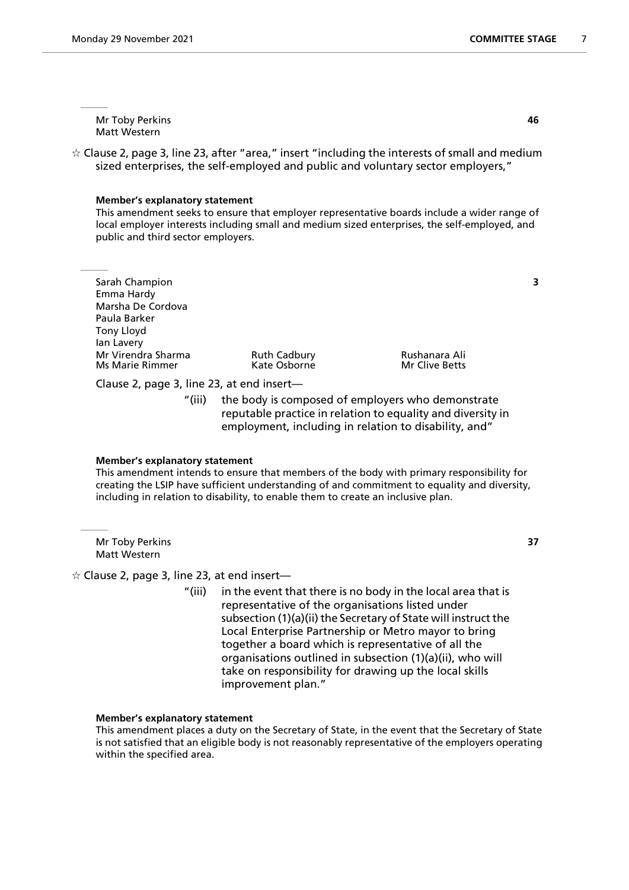Mr Toby Perkins
Matt Western

**46**

☆ Clause 2, page 3, line 23, after "area," insert "including the interests of small and medium sized enterprises, the self-employed and public and voluntary sector employers,"

**Member's explanatory statement**

This amendment seeks to ensure that employer representative boards include a wider range of local employer interests including small and medium sized enterprises, the self-employed, and public and third sector employers.

Sarah Champion
Emma Hardy
Marsha De Cordova
Paula Barker
Tony Lloyd
Ian Lavery
Mr Virendra Sharma
Ms Marie Rimmer
Ruth Cadbury
Kate Osborne
Rushanara Ali
Mr Clive Betts

**3**

Clause 2, page 3, line 23, at end insert—

"(iii) the body is composed of employers who demonstrate reputable practice in relation to equality and diversity in employment, including in relation to disability, and"

**Member's explanatory statement**

This amendment intends to ensure that members of the body with primary responsibility for creating the LSIP have sufficient understanding of and commitment to equality and diversity, including in relation to disability, to enable them to create an inclusive plan.

Mr Toby Perkins
Matt Western

**37**

☆ Clause 2, page 3, line 23, at end insert—

"(iii) in the event that there is no body in the local area that is representative of the organisations listed under subsection (1)(a)(ii) the Secretary of State will instruct the Local Enterprise Partnership or Metro mayor to bring together a board which is representative of all the organisations outlined in subsection (1)(a)(ii), who will take on responsibility for drawing up the local skills improvement plan."

**Member's explanatory statement**

This amendment places a duty on the Secretary of State, in the event that the Secretary of State is not satisfied that an eligible body is not reasonably representative of the employers operating within the specified area.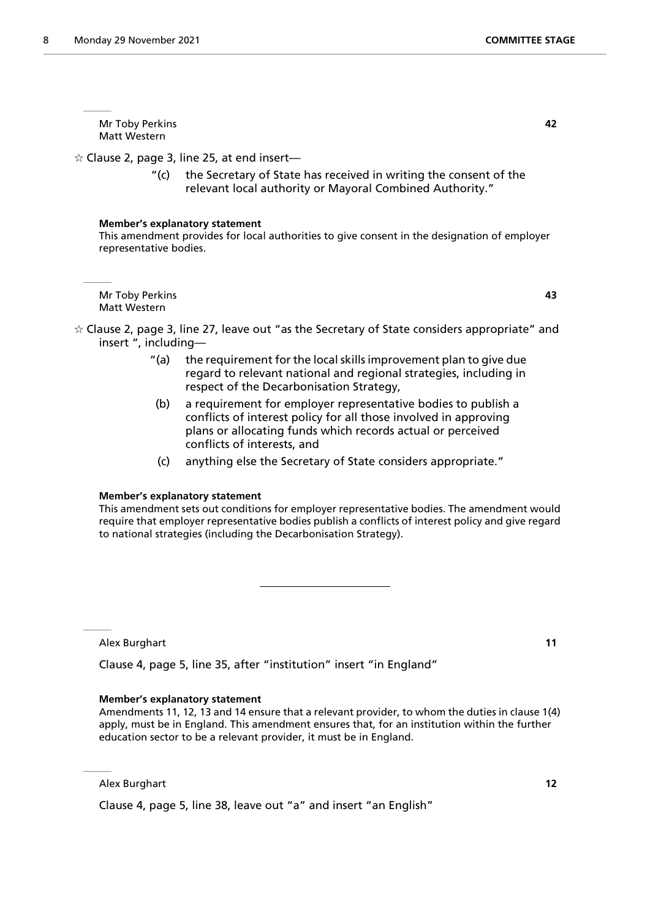Mr Toby Perkins
Matt Western

**42**

☆ Clause 2, page 3, line 25, at end insert—

> "(c) the Secretary of State has received in writing the consent of the relevant local authority or Mayoral Combined Authority."

**Member's explanatory statement**

This amendment provides for local authorities to give consent in the designation of employer representative bodies.

Mr Toby Perkins
Matt Western

**43**

☆ Clause 2, page 3, line 27, leave out "as the Secretary of State considers appropriate" and insert ", including—

> "(a) the requirement for the local skills improvement plan to give due regard to relevant national and regional strategies, including in respect of the Decarbonisation Strategy,
>
> (b) a requirement for employer representative bodies to publish a conflicts of interest policy for all those involved in approving plans or allocating funds which records actual or perceived conflicts of interests, and
>
> (c) anything else the Secretary of State considers appropriate."

**Member's explanatory statement**

This amendment sets out conditions for employer representative bodies. The amendment would require that employer representative bodies publish a conflicts of interest policy and give regard to national strategies (including the Decarbonisation Strategy).

---

Alex Burghart

**11**

Clause 4, page 5, line 35, after "institution" insert "in England"

**Member's explanatory statement**

Amendments 11, 12, 13 and 14 ensure that a relevant provider, to whom the duties in clause 1(4) apply, must be in England. This amendment ensures that, for an institution within the further education sector to be a relevant provider, it must be in England.

Alex Burghart

**12**

Clause 4, page 5, line 38, leave out "a" and insert "an English"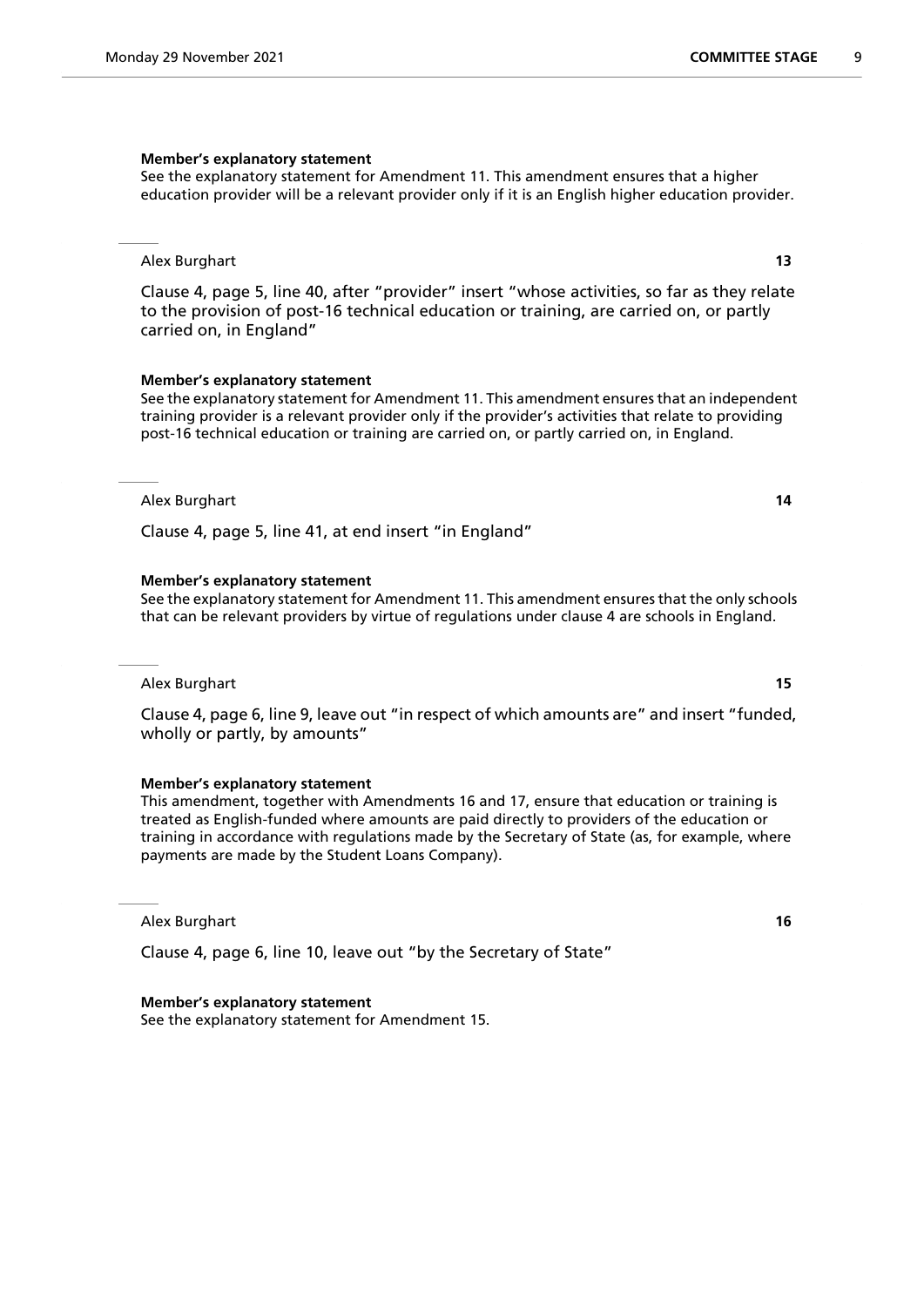**Member's explanatory statement**

See the explanatory statement for Amendment 11. This amendment ensures that a higher education provider will be a relevant provider only if it is an English higher education provider.

---

Alex Burghart **13**

Clause 4, page 5, line 40, after "provider" insert "whose activities, so far as they relate to the provision of post-16 technical education or training, are carried on, or partly carried on, in England"

**Member's explanatory statement**

See the explanatory statement for Amendment 11. This amendment ensures that an independent training provider is a relevant provider only if the provider's activities that relate to providing post-16 technical education or training are carried on, or partly carried on, in England.

---

Alex Burghart **14**

Clause 4, page 5, line 41, at end insert "in England"

**Member's explanatory statement**

See the explanatory statement for Amendment 11. This amendment ensures that the only schools that can be relevant providers by virtue of regulations under clause 4 are schools in England.

---

Alex Burghart **15**

Clause 4, page 6, line 9, leave out "in respect of which amounts are" and insert "funded, wholly or partly, by amounts"

**Member's explanatory statement**

This amendment, together with Amendments 16 and 17, ensure that education or training is treated as English-funded where amounts are paid directly to providers of the education or training in accordance with regulations made by the Secretary of State (as, for example, where payments are made by the Student Loans Company).

---

Alex Burghart **16**

Clause 4, page 6, line 10, leave out "by the Secretary of State"

**Member's explanatory statement**

See the explanatory statement for Amendment 15.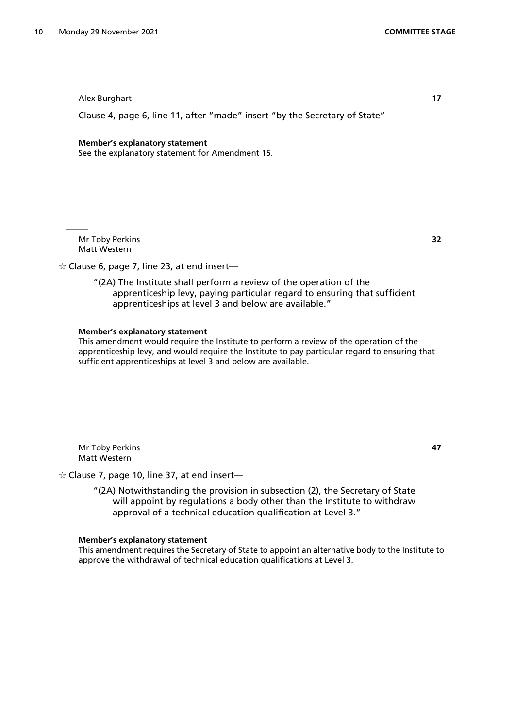Alex Burghart **17**

Clause 4, page 6, line 11, after "made" insert "by the Secretary of State"

**Member's explanatory statement**
See the explanatory statement for Amendment 15.

---

Mr Toby Perkins **32**
Matt Western

☆ Clause 6, page 7, line 23, at end insert—

"(2A) The Institute shall perform a review of the operation of the apprenticeship levy, paying particular regard to ensuring that sufficient apprenticeships at level 3 and below are available."

**Member's explanatory statement**
This amendment would require the Institute to perform a review of the operation of the apprenticeship levy, and would require the Institute to pay particular regard to ensuring that sufficient apprenticeships at level 3 and below are available.

---

Mr Toby Perkins **47**
Matt Western

☆ Clause 7, page 10, line 37, at end insert—

"(2A) Notwithstanding the provision in subsection (2), the Secretary of State will appoint by regulations a body other than the Institute to withdraw approval of a technical education qualification at Level 3."

**Member's explanatory statement**
This amendment requires the Secretary of State to appoint an alternative body to the Institute to approve the withdrawal of technical education qualifications at Level 3.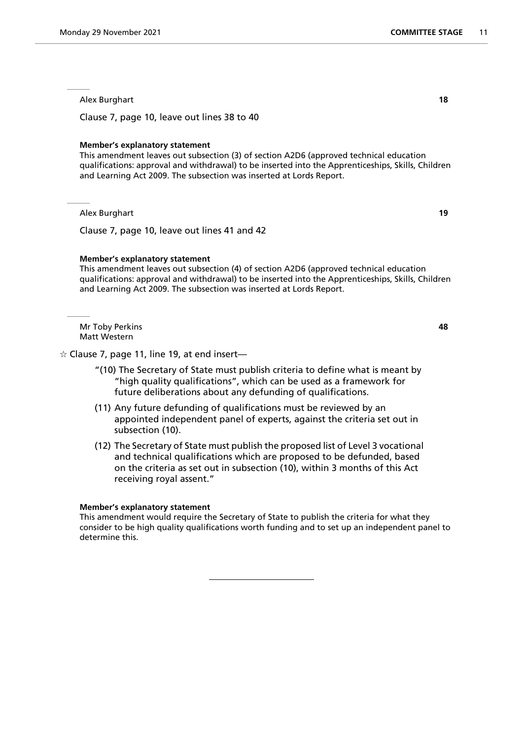---

Alex Burghart **18**

Clause 7, page 10, leave out lines 38 to 40

**Member's explanatory statement**

This amendment leaves out subsection (3) of section A2D6 (approved technical education qualifications: approval and withdrawal) to be inserted into the Apprenticeships, Skills, Children and Learning Act 2009. The subsection was inserted at Lords Report.

---

Alex Burghart **19**

Clause 7, page 10, leave out lines 41 and 42

**Member's explanatory statement**

This amendment leaves out subsection (4) of section A2D6 (approved technical education qualifications: approval and withdrawal) to be inserted into the Apprenticeships, Skills, Children and Learning Act 2009. The subsection was inserted at Lords Report.

---

Mr Toby Perkins **48**
Matt Western

☆ Clause 7, page 11, line 19, at end insert—

"(10) The Secretary of State must publish criteria to define what is meant by "high quality qualifications", which can be used as a framework for future deliberations about any defunding of qualifications.

(11) Any future defunding of qualifications must be reviewed by an appointed independent panel of experts, against the criteria set out in subsection (10).

(12) The Secretary of State must publish the proposed list of Level 3 vocational and technical qualifications which are proposed to be defunded, based on the criteria as set out in subsection (10), within 3 months of this Act receiving royal assent."

**Member's explanatory statement**

This amendment would require the Secretary of State to publish the criteria for what they consider to be high quality qualifications worth funding and to set up an independent panel to determine this.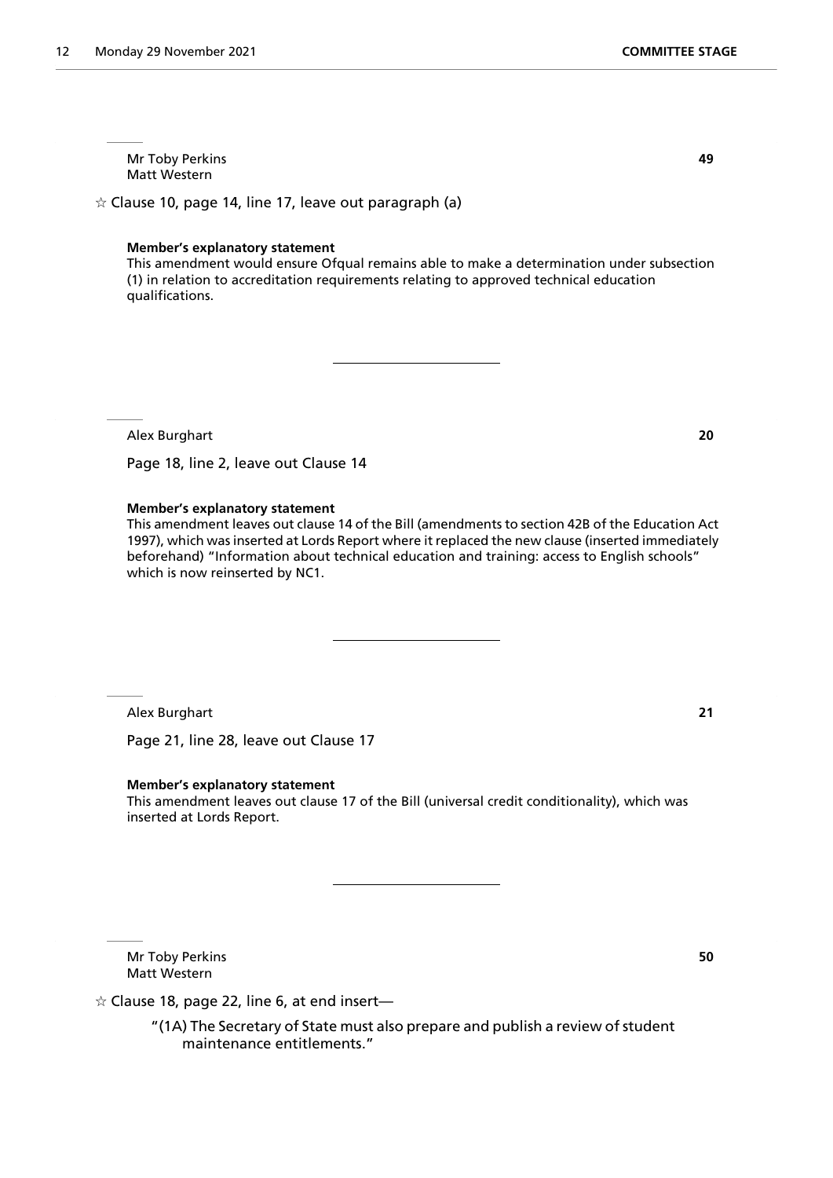Mr Toby Perkins
Matt Western

**49**

☆ Clause 10, page 14, line 17, leave out paragraph (a)

**Member's explanatory statement**

This amendment would ensure Ofqual remains able to make a determination under subsection (1) in relation to accreditation requirements relating to approved technical education qualifications.

---

Alex Burghart

**20**

Page 18, line 2, leave out Clause 14

**Member's explanatory statement**

This amendment leaves out clause 14 of the Bill (amendments to section 42B of the Education Act 1997), which was inserted at Lords Report where it replaced the new clause (inserted immediately beforehand) "Information about technical education and training: access to English schools" which is now reinserted by NC1.

---

Alex Burghart

**21**

Page 21, line 28, leave out Clause 17

**Member's explanatory statement**

This amendment leaves out clause 17 of the Bill (universal credit conditionality), which was inserted at Lords Report.

---

Mr Toby Perkins
Matt Western

**50**

☆ Clause 18, page 22, line 6, at end insert—

"(1A) The Secretary of State must also prepare and publish a review of student maintenance entitlements."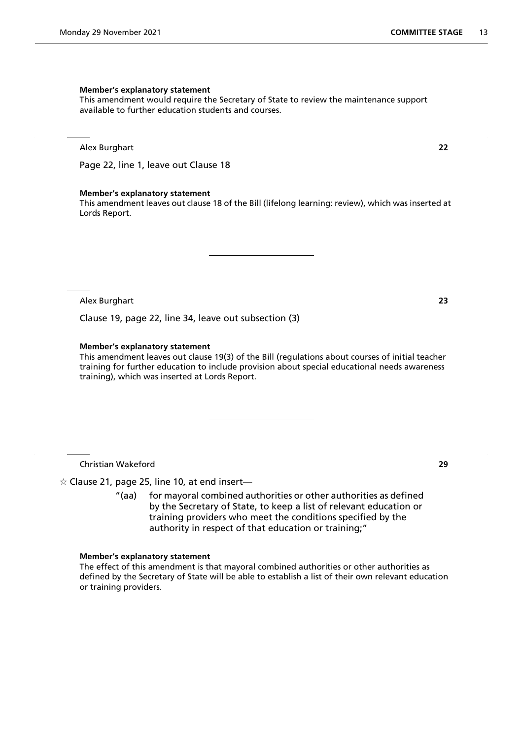**Member's explanatory statement**

This amendment would require the Secretary of State to review the maintenance support available to further education students and courses.

---

Alex Burghart **22**

Page 22, line 1, leave out Clause 18

**Member's explanatory statement**

This amendment leaves out clause 18 of the Bill (lifelong learning: review), which was inserted at Lords Report.

---

Alex Burghart **23**

Clause 19, page 22, line 34, leave out subsection (3)

**Member's explanatory statement**

This amendment leaves out clause 19(3) of the Bill (regulations about courses of initial teacher training for further education to include provision about special educational needs awareness training), which was inserted at Lords Report.

---

Christian Wakeford **29**

☆ Clause 21, page 25, line 10, at end insert—

"(aa) for mayoral combined authorities or other authorities as defined by the Secretary of State, to keep a list of relevant education or training providers who meet the conditions specified by the authority in respect of that education or training;"

**Member's explanatory statement**

The effect of this amendment is that mayoral combined authorities or other authorities as defined by the Secretary of State will be able to establish a list of their own relevant education or training providers.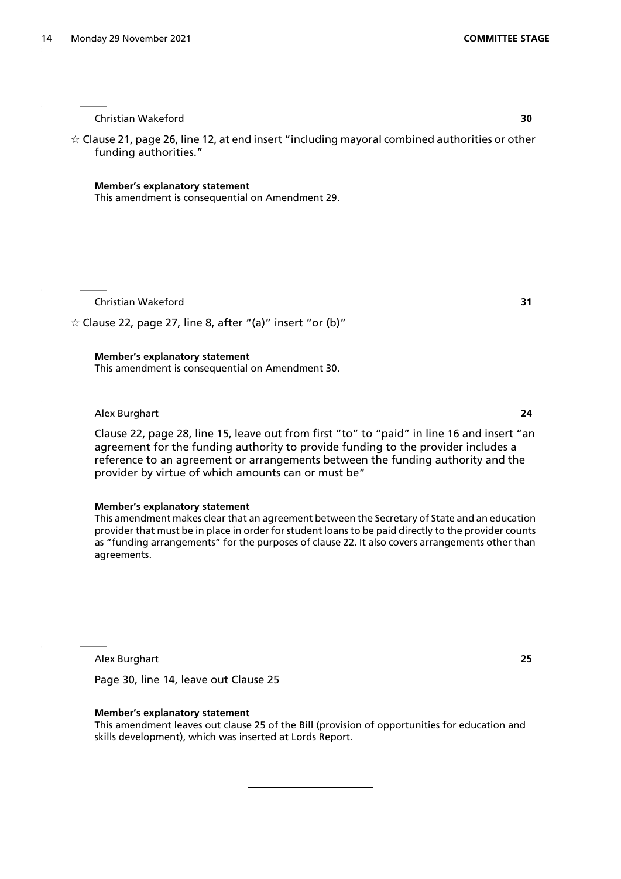Christian Wakeford **30**

☆ Clause 21, page 26, line 12, at end insert "including mayoral combined authorities or other funding authorities."

**Member's explanatory statement**
This amendment is consequential on Amendment 29.

---

Christian Wakeford **31**

☆ Clause 22, page 27, line 8, after "(a)" insert "or (b)"

**Member's explanatory statement**
This amendment is consequential on Amendment 30.

Alex Burghart **24**

Clause 22, page 28, line 15, leave out from first "to" to "paid" in line 16 and insert "an agreement for the funding authority to provide funding to the provider includes a reference to an agreement or arrangements between the funding authority and the provider by virtue of which amounts can or must be"

**Member's explanatory statement**
This amendment makes clear that an agreement between the Secretary of State and an education provider that must be in place in order for student loans to be paid directly to the provider counts as "funding arrangements" for the purposes of clause 22. It also covers arrangements other than agreements.

---

Alex Burghart **25**

Page 30, line 14, leave out Clause 25

**Member's explanatory statement**
This amendment leaves out clause 25 of the Bill (provision of opportunities for education and skills development), which was inserted at Lords Report.

---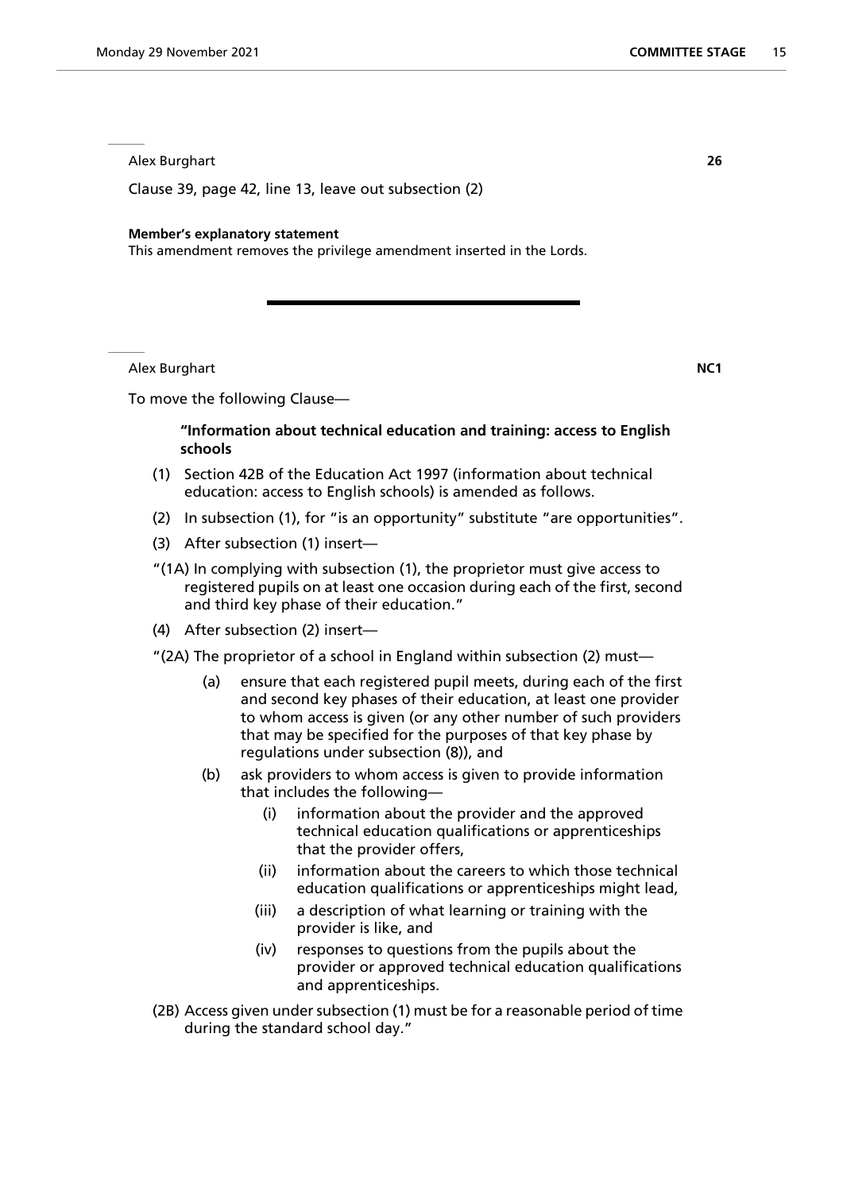Alex Burghart **26**

Clause 39, page 42, line 13, leave out subsection (2)

**Member's explanatory statement**

This amendment removes the privilege amendment inserted in the Lords.

---

Alex Burghart **NC1**

To move the following Clause—

**"Information about technical education and training: access to English schools**

(1) Section 42B of the Education Act 1997 (information about technical education: access to English schools) is amended as follows.

(2) In subsection (1), for "is an opportunity" substitute "are opportunities".

(3) After subsection (1) insert—

"(1A) In complying with subsection (1), the proprietor must give access to registered pupils on at least one occasion during each of the first, second and third key phase of their education."

(4) After subsection (2) insert—

"(2A) The proprietor of a school in England within subsection (2) must—

(a) ensure that each registered pupil meets, during each of the first and second key phases of their education, at least one provider to whom access is given (or any other number of such providers that may be specified for the purposes of that key phase by regulations under subsection (8)), and

(b) ask providers to whom access is given to provide information that includes the following—

(i) information about the provider and the approved technical education qualifications or apprenticeships that the provider offers,

(ii) information about the careers to which those technical education qualifications or apprenticeships might lead,

(iii) a description of what learning or training with the provider is like, and

(iv) responses to questions from the pupils about the provider or approved technical education qualifications and apprenticeships.

(2B) Access given under subsection (1) must be for a reasonable period of time during the standard school day."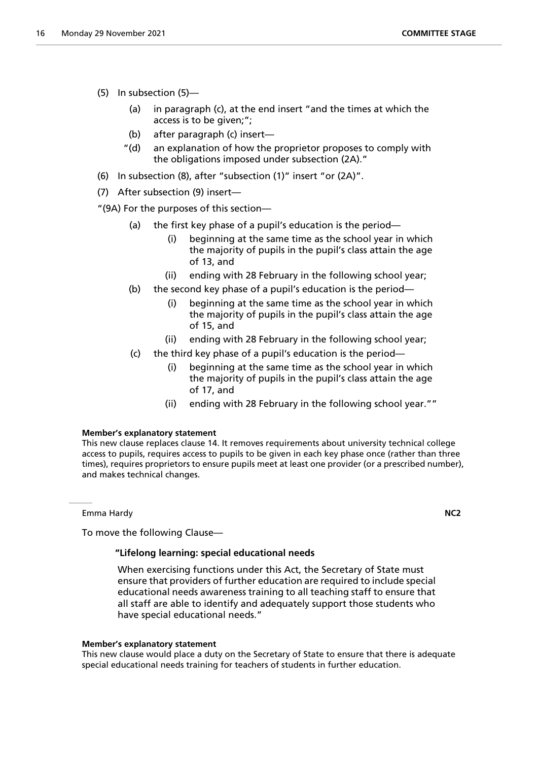(5) In subsection (5)—

(a) in paragraph (c), at the end insert "and the times at which the access is to be given;";

(b) after paragraph (c) insert—

"(d) an explanation of how the proprietor proposes to comply with the obligations imposed under subsection (2A)."

(6) In subsection (8), after "subsection (1)" insert "or (2A)".

(7) After subsection (9) insert—

"(9A) For the purposes of this section—

(a) the first key phase of a pupil's education is the period—

(i) beginning at the same time as the school year in which the majority of pupils in the pupil's class attain the age of 13, and

(ii) ending with 28 February in the following school year;

(b) the second key phase of a pupil's education is the period—

(i) beginning at the same time as the school year in which the majority of pupils in the pupil's class attain the age of 15, and

(ii) ending with 28 February in the following school year;

(c) the third key phase of a pupil's education is the period—

(i) beginning at the same time as the school year in which the majority of pupils in the pupil's class attain the age of 17, and

(ii) ending with 28 February in the following school year.""

**Member's explanatory statement**

This new clause replaces clause 14. It removes requirements about university technical college access to pupils, requires access to pupils to be given in each key phase once (rather than three times), requires proprietors to ensure pupils meet at least one provider (or a prescribed number), and makes technical changes.

---

Emma Hardy **NC2**

To move the following Clause—

**"Lifelong learning: special educational needs**

When exercising functions under this Act, the Secretary of State must ensure that providers of further education are required to include special educational needs awareness training to all teaching staff to ensure that all staff are able to identify and adequately support those students who have special educational needs."

**Member's explanatory statement**

This new clause would place a duty on the Secretary of State to ensure that there is adequate special educational needs training for teachers of students in further education.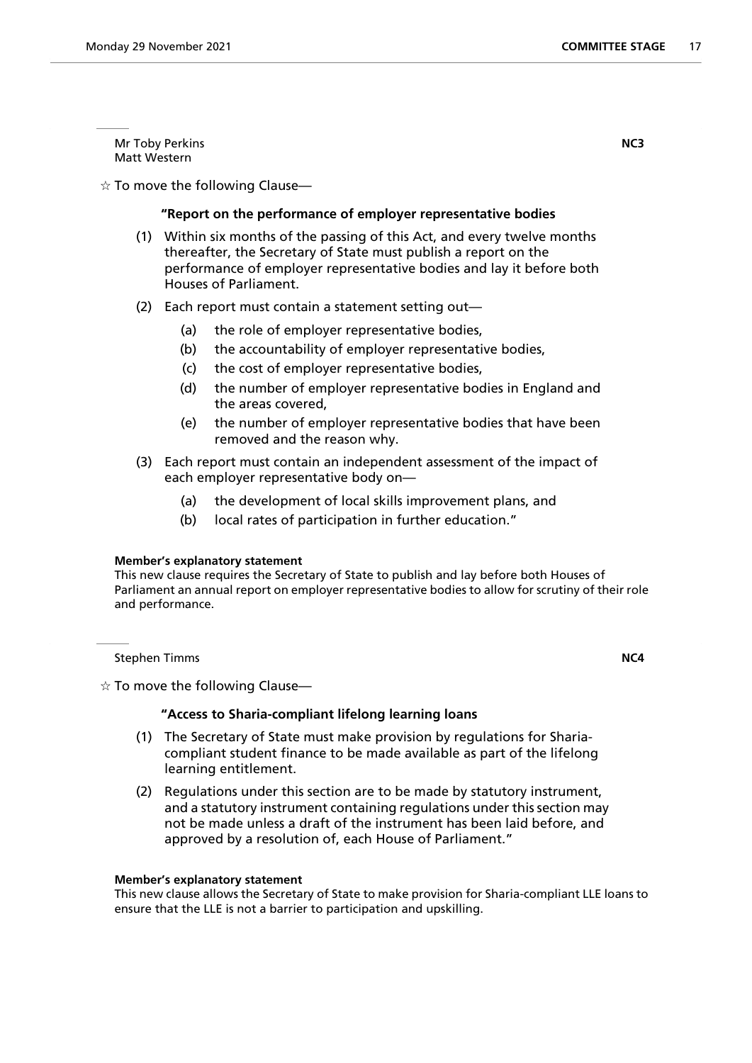Mr Toby Perkins
Matt Western

**NC3**

☆ To move the following Clause—

**"Report on the performance of employer representative bodies**

(1) Within six months of the passing of this Act, and every twelve months thereafter, the Secretary of State must publish a report on the performance of employer representative bodies and lay it before both Houses of Parliament.

(2) Each report must contain a statement setting out—

 (a) the role of employer representative bodies,

 (b) the accountability of employer representative bodies,

 (c) the cost of employer representative bodies,

 (d) the number of employer representative bodies in England and the areas covered,

 (e) the number of employer representative bodies that have been removed and the reason why.

(3) Each report must contain an independent assessment of the impact of each employer representative body on—

 (a) the development of local skills improvement plans, and

 (b) local rates of participation in further education."

**Member's explanatory statement**
This new clause requires the Secretary of State to publish and lay before both Houses of Parliament an annual report on employer representative bodies to allow for scrutiny of their role and performance.

Stephen Timms

**NC4**

☆ To move the following Clause—

**"Access to Sharia-compliant lifelong learning loans**

(1) The Secretary of State must make provision by regulations for Sharia-compliant student finance to be made available as part of the lifelong learning entitlement.

(2) Regulations under this section are to be made by statutory instrument, and a statutory instrument containing regulations under this section may not be made unless a draft of the instrument has been laid before, and approved by a resolution of, each House of Parliament."

**Member's explanatory statement**
This new clause allows the Secretary of State to make provision for Sharia-compliant LLE loans to ensure that the LLE is not a barrier to participation and upskilling.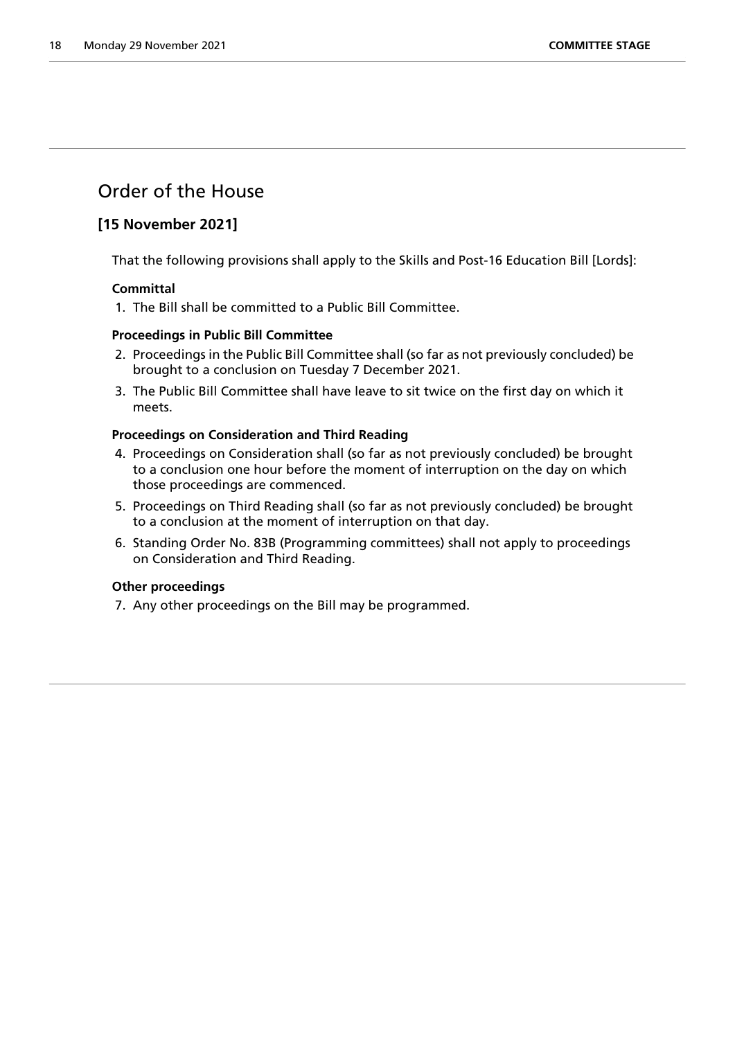## Order of the House

### [15 November 2021]

That the following provisions shall apply to the Skills and Post-16 Education Bill [Lords]:

**Committal**

1. The Bill shall be committed to a Public Bill Committee.

**Proceedings in Public Bill Committee**

2. Proceedings in the Public Bill Committee shall (so far as not previously concluded) be brought to a conclusion on Tuesday 7 December 2021.
3. The Public Bill Committee shall have leave to sit twice on the first day on which it meets.

**Proceedings on Consideration and Third Reading**

4. Proceedings on Consideration shall (so far as not previously concluded) be brought to a conclusion one hour before the moment of interruption on the day on which those proceedings are commenced.
5. Proceedings on Third Reading shall (so far as not previously concluded) be brought to a conclusion at the moment of interruption on that day.
6. Standing Order No. 83B (Programming committees) shall not apply to proceedings on Consideration and Third Reading.

**Other proceedings**

7. Any other proceedings on the Bill may be programmed.